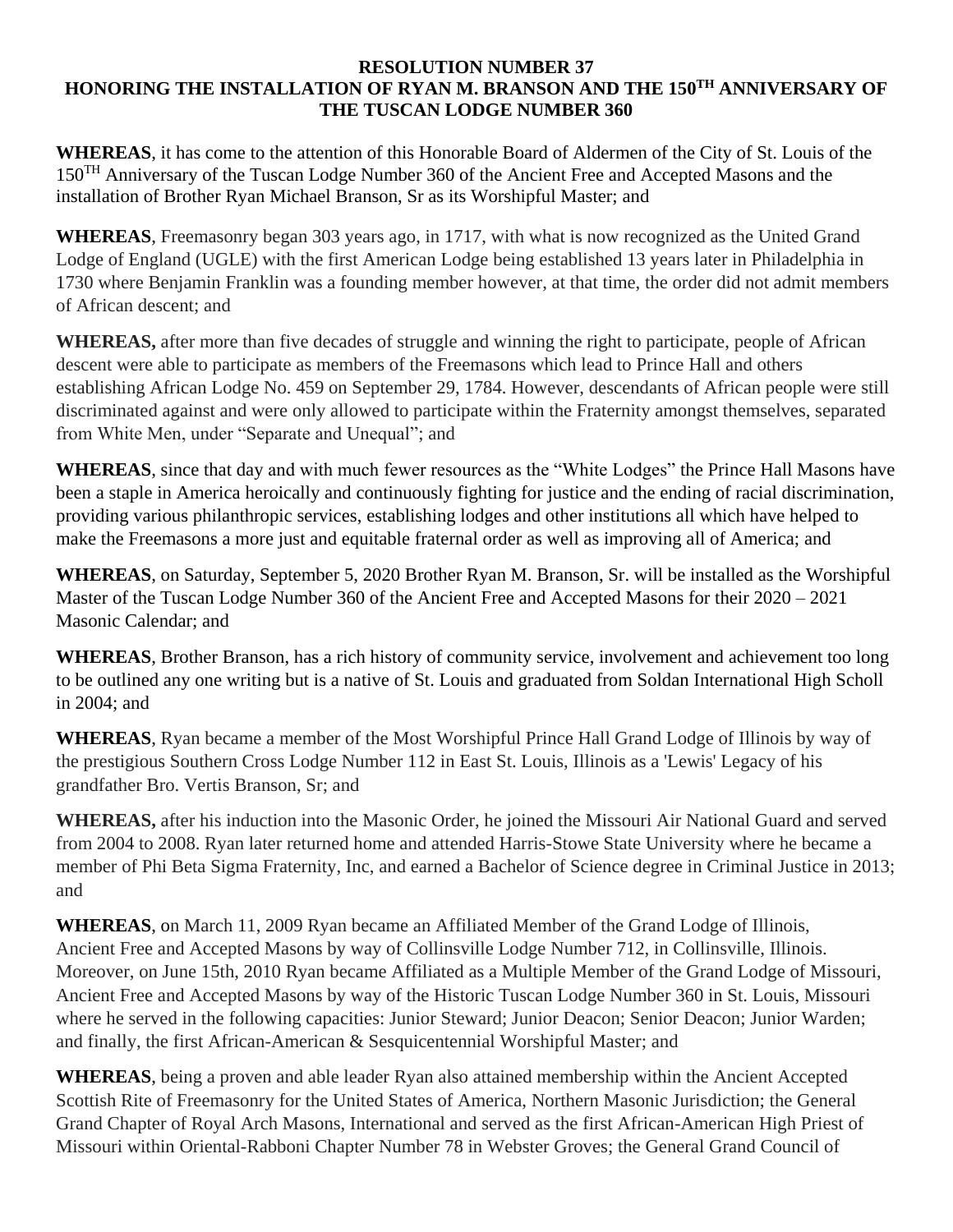**RESOLUTION NUMBER 37**
**HONORING THE INSTALLATION OF RYAN M. BRANSON AND THE 150TH ANNIVERSARY OF THE TUSCAN LODGE NUMBER 360**

**WHEREAS**, it has come to the attention of this Honorable Board of Aldermen of the City of St. Louis of the 150TH Anniversary of the Tuscan Lodge Number 360 of the Ancient Free and Accepted Masons and the installation of Brother Ryan Michael Branson, Sr as its Worshipful Master; and

**WHEREAS**, Freemasonry began 303 years ago, in 1717, with what is now recognized as the United Grand Lodge of England (UGLE) with the first American Lodge being established 13 years later in Philadelphia in 1730 where Benjamin Franklin was a founding member however, at that time, the order did not admit members of African descent; and

**WHEREAS,** after more than five decades of struggle and winning the right to participate, people of African descent were able to participate as members of the Freemasons which lead to Prince Hall and others establishing African Lodge No. 459 on September 29, 1784. However, descendants of African people were still discriminated against and were only allowed to participate within the Fraternity amongst themselves, separated from White Men, under "Separate and Unequal"; and

**WHEREAS**, since that day and with much fewer resources as the "White Lodges" the Prince Hall Masons have been a staple in America heroically and continuously fighting for justice and the ending of racial discrimination, providing various philanthropic services, establishing lodges and other institutions all which have helped to make the Freemasons a more just and equitable fraternal order as well as improving all of America; and

**WHEREAS**, on Saturday, September 5, 2020 Brother Ryan M. Branson, Sr. will be installed as the Worshipful Master of the Tuscan Lodge Number 360 of the Ancient Free and Accepted Masons for their 2020 – 2021 Masonic Calendar; and

**WHEREAS**, Brother Branson, has a rich history of community service, involvement and achievement too long to be outlined any one writing but is a native of St. Louis and graduated from Soldan International High Scholl in 2004; and

**WHEREAS**, Ryan became a member of the Most Worshipful Prince Hall Grand Lodge of Illinois by way of the prestigious Southern Cross Lodge Number 112 in East St. Louis, Illinois as a 'Lewis' Legacy of his grandfather Bro. Vertis Branson, Sr; and

**WHEREAS,** after his induction into the Masonic Order, he joined the Missouri Air National Guard and served from 2004 to 2008. Ryan later returned home and attended Harris-Stowe State University where he became a member of Phi Beta Sigma Fraternity, Inc, and earned a Bachelor of Science degree in Criminal Justice in 2013; and

**WHEREAS**, on March 11, 2009 Ryan became an Affiliated Member of the Grand Lodge of Illinois, Ancient Free and Accepted Masons by way of Collinsville Lodge Number 712, in Collinsville, Illinois. Moreover, on June 15th, 2010 Ryan became Affiliated as a Multiple Member of the Grand Lodge of Missouri, Ancient Free and Accepted Masons by way of the Historic Tuscan Lodge Number 360 in St. Louis, Missouri where he served in the following capacities: Junior Steward; Junior Deacon; Senior Deacon; Junior Warden; and finally, the first African-American & Sesquicentennial Worshipful Master; and

**WHEREAS**, being a proven and able leader Ryan also attained membership within the Ancient Accepted Scottish Rite of Freemasonry for the United States of America, Northern Masonic Jurisdiction; the General Grand Chapter of Royal Arch Masons, International and served as the first African-American High Priest of Missouri within Oriental-Rabboni Chapter Number 78 in Webster Groves; the General Grand Council of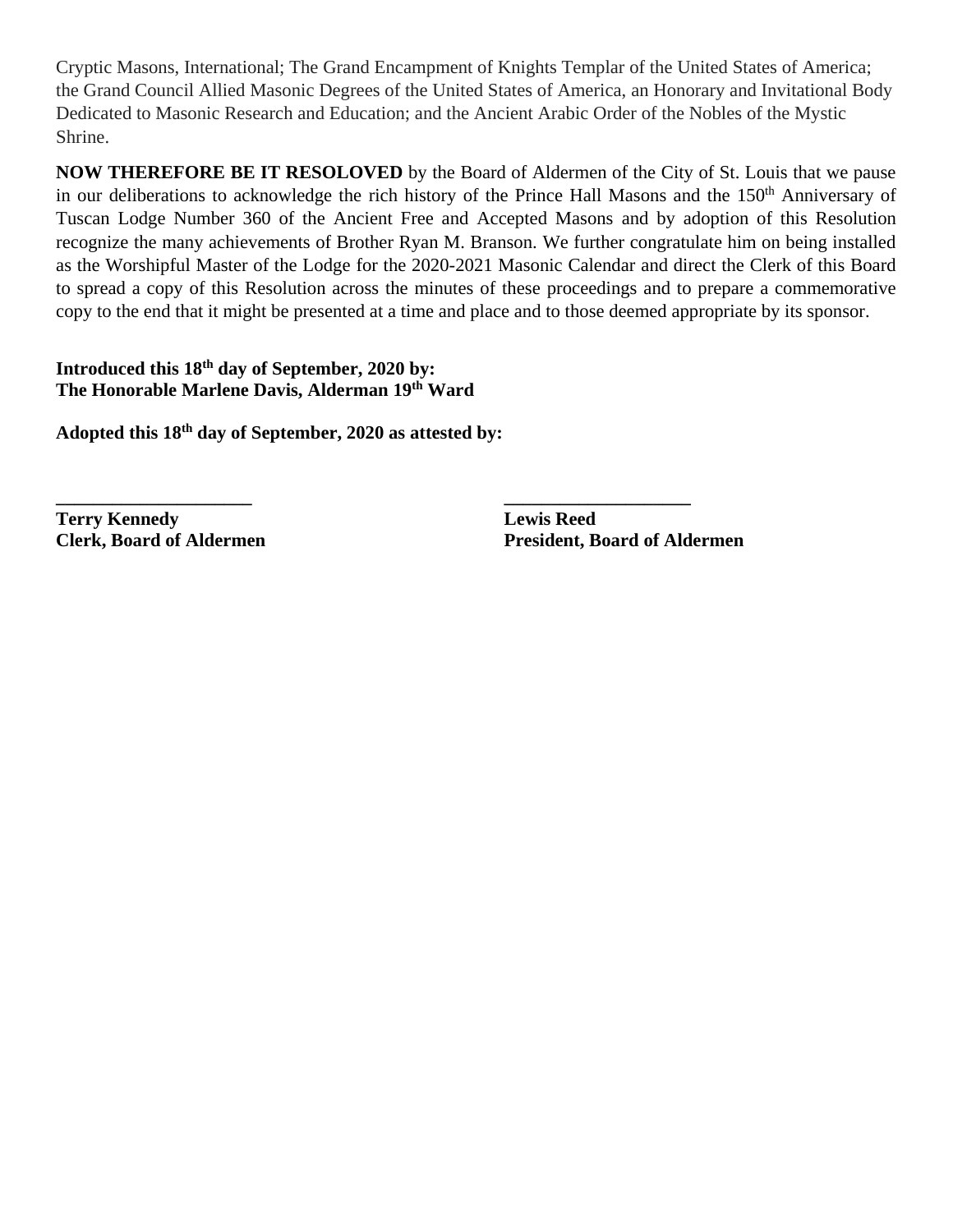Cryptic Masons, International; The Grand Encampment of Knights Templar of the United States of America; the Grand Council Allied Masonic Degrees of the United States of America, an Honorary and Invitational Body Dedicated to Masonic Research and Education; and the Ancient Arabic Order of the Nobles of the Mystic Shrine.

**NOW THEREFORE BE IT RESOLOVED** by the Board of Aldermen of the City of St. Louis that we pause in our deliberations to acknowledge the rich history of the Prince Hall Masons and the 150th Anniversary of Tuscan Lodge Number 360 of the Ancient Free and Accepted Masons and by adoption of this Resolution recognize the many achievements of Brother Ryan M. Branson. We further congratulate him on being installed as the Worshipful Master of the Lodge for the 2020-2021 Masonic Calendar and direct the Clerk of this Board to spread a copy of this Resolution across the minutes of these proceedings and to prepare a commemorative copy to the end that it might be presented at a time and place and to those deemed appropriate by its sponsor.

**Introduced this 18th day of September, 2020 by:**
**The Honorable Marlene Davis, Alderman 19th Ward**

**Adopted this 18th day of September, 2020 as attested by:**

**______________________**
**Terry Kennedy**
**Clerk, Board of Aldermen**

**_____________________**
**Lewis Reed**
**President, Board of Aldermen**